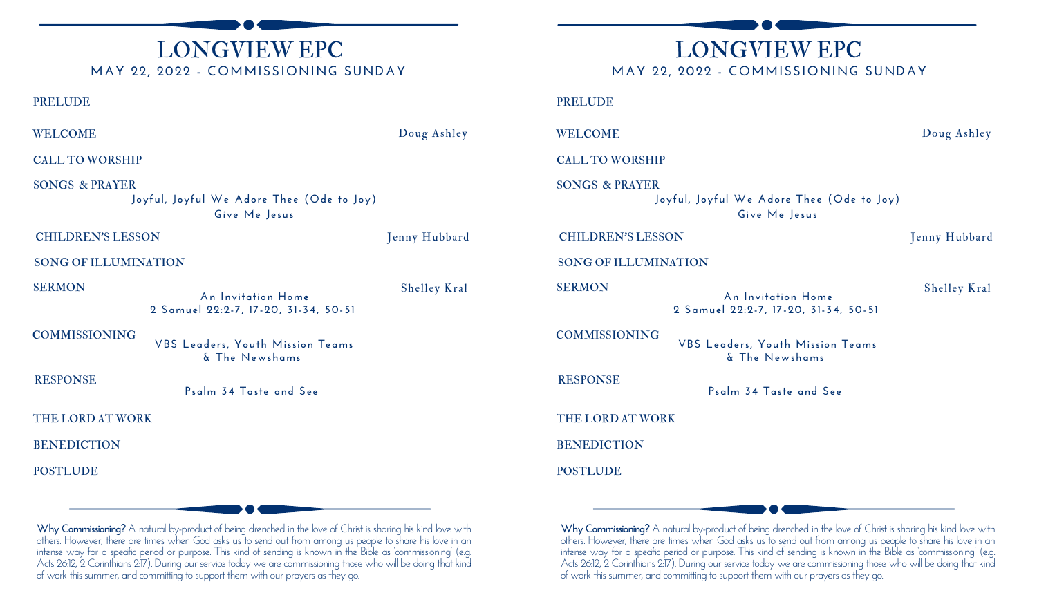# LONGVIEW EPC

## MAY 22, 2022 - COMMISSIONING SUNDAY

PRELUDE

WELCOME — Doug Ashley

CALL TO WORSHIP

SONGS & PRAYER

Joyful, Joyful We Adore Thee (Ode to Joy)
Give Me Jesus

CHILDREN'S LESSON — Jenny Hubbard

SONG OF ILLUMINATION

SERMON — Shelley Kral

An Invitation Home
2 Samuel 22:2-7, 17-20, 31-34, 50-51

COMMISSIONING

VBS Leaders, Youth Mission Teams
& The Newshams

RESPONSE

Psalm 34 Taste and See

THE LORD AT WORK

BENEDICTION

POSTLUDE

**Why Commissioning?** A natural by-product of being drenched in the love of Christ is sharing his kind love with others. However, there are times when God asks us to send out from among us people to share his love in an intense way for a specific period or purpose. This kind of sending is known in the Bible as 'commissioning' (e.g. Acts 26:12, 2 Corinthians 2:17). During our service today we are commissioning those who will be doing that kind of work this summer, and committing to support them with our prayers as they go.

# LONGVIEW EPC

## MAY 22, 2022 - COMMISSIONING SUNDAY

PRELUDE

WELCOME — Doug Ashley

CALL TO WORSHIP

SONGS & PRAYER

Joyful, Joyful We Adore Thee (Ode to Joy)
Give Me Jesus

CHILDREN'S LESSON — Jenny Hubbard

SONG OF ILLUMINATION

SERMON — Shelley Kral

An Invitation Home
2 Samuel 22:2-7, 17-20, 31-34, 50-51

COMMISSIONING

VBS Leaders, Youth Mission Teams
& The Newshams

RESPONSE

Psalm 34 Taste and See

THE LORD AT WORK

BENEDICTION

POSTLUDE

**Why Commissioning?** A natural by-product of being drenched in the love of Christ is sharing his kind love with others. However, there are times when God asks us to send out from among us people to share his love in an intense way for a specific period or purpose. This kind of sending is known in the Bible as 'commissioning' (e.g. Acts 26:12, 2 Corinthians 2:17). During our service today we are commissioning those who will be doing that kind of work this summer, and committing to support them with our prayers as they go.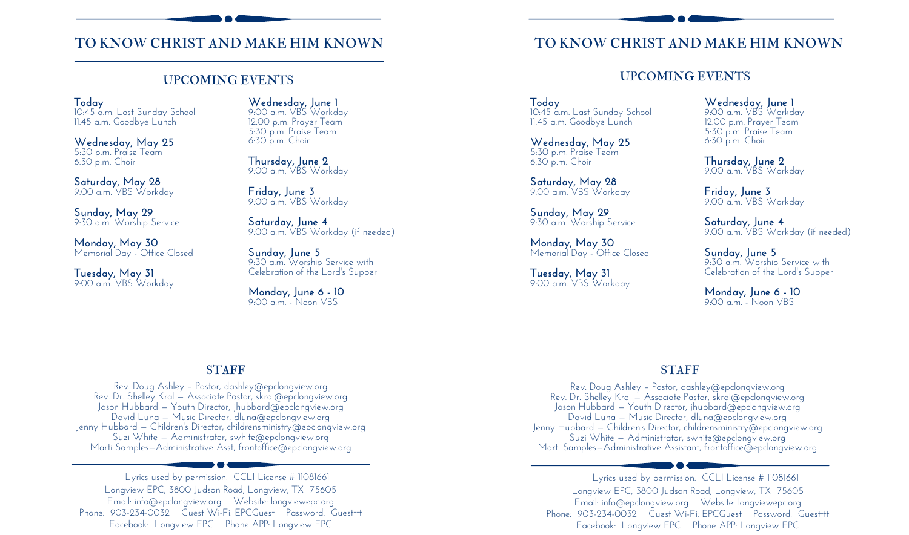## TO KNOW CHRIST AND MAKE HIM KNOWN

### UPCOMING EVENTS

**Today**
10:45 a.m. Last Sunday School
11:45 a.m. Goodbye Lunch

**Wednesday, May 25**
5:30 p.m. Praise Team
6:30 p.m. Choir

**Saturday, May 28**
9:00 a.m. VBS Workday

**Sunday, May 29**
9:30 a.m. Worship Service

**Monday, May 30**
Memorial Day - Office Closed

**Tuesday, May 31**
9:00 a.m. VBS Workday

**Wednesday, June 1**
9:00 a.m. VBS Workday
12:00 p.m. Prayer Team
5:30 p.m. Praise Team
6:30 p.m. Choir

**Thursday, June 2**
9:00 a.m. VBS Workday

**Friday, June 3**
9:00 a.m. VBS Workday

**Saturday, June 4**
9:00 a.m. VBS Workday (if needed)

**Sunday, June 5**
9:30 a.m. Worship Service with Celebration of the Lord's Supper

**Monday, June 6 - 10**
9:00 a.m. - Noon VBS

### STAFF

Rev. Doug Ashley – Pastor, dashley@epclongview.org
Rev. Dr. Shelley Kral — Associate Pastor, skral@epclongview.org
Jason Hubbard — Youth Director, jhubbard@epclongview.org
David Luna — Music Director, dluna@epclongview.org
Jenny Hubbard — Children's Director, childrensministry@epclongview.org
Suzi White — Administrator, swhite@epclongview.org
Marti Samples—Administrative Asst, frontoffice@epclongview.org

Lyrics used by permission. CCLI License # 11081661
Longview EPC, 3800 Judson Road, Longview, TX 75605
Email: info@epclongview.org Website: longviewepc.org
Phone: 903-234-0032 Guest Wi-Fi: EPCGuest Password: Guest###
Facebook: Longview EPC Phone APP: Longview EPC

## TO KNOW CHRIST AND MAKE HIM KNOWN

### UPCOMING EVENTS

**Today**
10:45 a.m. Last Sunday School
11:45 a.m. Goodbye Lunch

**Wednesday, May 25**
5:30 p.m. Praise Team
6:30 p.m. Choir

**Saturday, May 28**
9:00 a.m. VBS Workday

**Sunday, May 29**
9:30 a.m. Worship Service

**Monday, May 30**
Memorial Day - Office Closed

**Tuesday, May 31**
9:00 a.m. VBS Workday

**Wednesday, June 1**
9:00 a.m. VBS Workday
12:00 p.m. Prayer Team
5:30 p.m. Praise Team
6:30 p.m. Choir

**Thursday, June 2**
9:00 a.m. VBS Workday

**Friday, June 3**
9:00 a.m. VBS Workday

**Saturday, June 4**
9:00 a.m. VBS Workday (if needed)

**Sunday, June 5**
9:30 a.m. Worship Service with Celebration of the Lord's Supper

**Monday, June 6 - 10**
9:00 a.m. - Noon VBS

### STAFF

Rev. Doug Ashley – Pastor, dashley@epclongview.org
Rev. Dr. Shelley Kral — Associate Pastor, skral@epclongview.org
Jason Hubbard — Youth Director, jhubbard@epclongview.org
David Luna — Music Director, dluna@epclongview.org
Jenny Hubbard — Children's Director, childrensministry@epclongview.org
Suzi White — Administrator, swhite@epclongview.org
Marti Samples—Administrative Assistant, frontoffice@epclongview.org

Lyrics used by permission. CCLI License # 11081661
Longview EPC, 3800 Judson Road, Longview, TX 75605
Email: info@epclongview.org Website: longviewepc.org
Phone: 903-234-0032 Guest Wi-Fi: EPCGuest Password: Guest###
Facebook: Longview EPC Phone APP: Longview EPC